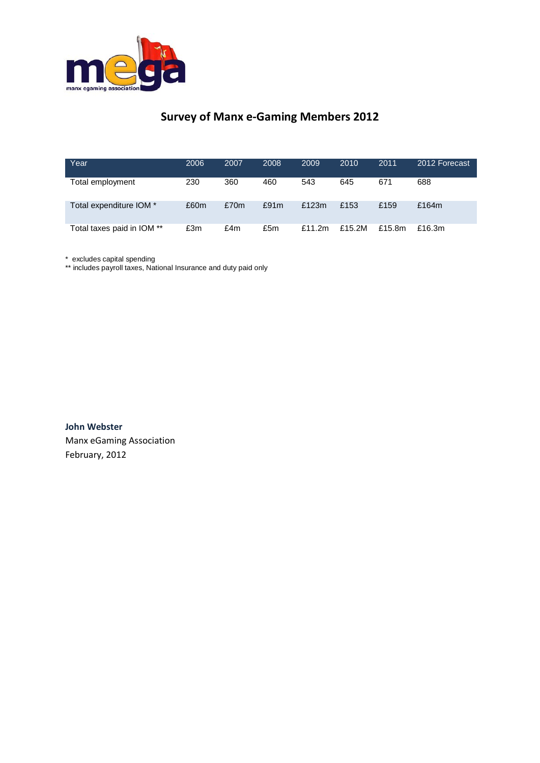# Survey of Manx e-Gaming Members 2012

| Year | 2006 | 2007 | 2008 | 2009 | 2010 | 2011 | 2012 Forecast |
|---|---|---|---|---|---|---|---|
| Total employment | 230 | 360 | 460 | 543 | 645 | 671 | 688 |
| Total expenditure IOM * | £60m | £70m | £91m | £123m | £153 | £159 | £164m |
| Total taxes paid in IOM ** | £3m | £4m | £5m | £11.2m | £15.2M | £15.8m | £16.3m |

* excludes capital spending
** includes payroll taxes, National Insurance and duty paid only

**John Webster**
Manx eGaming Association
February, 2012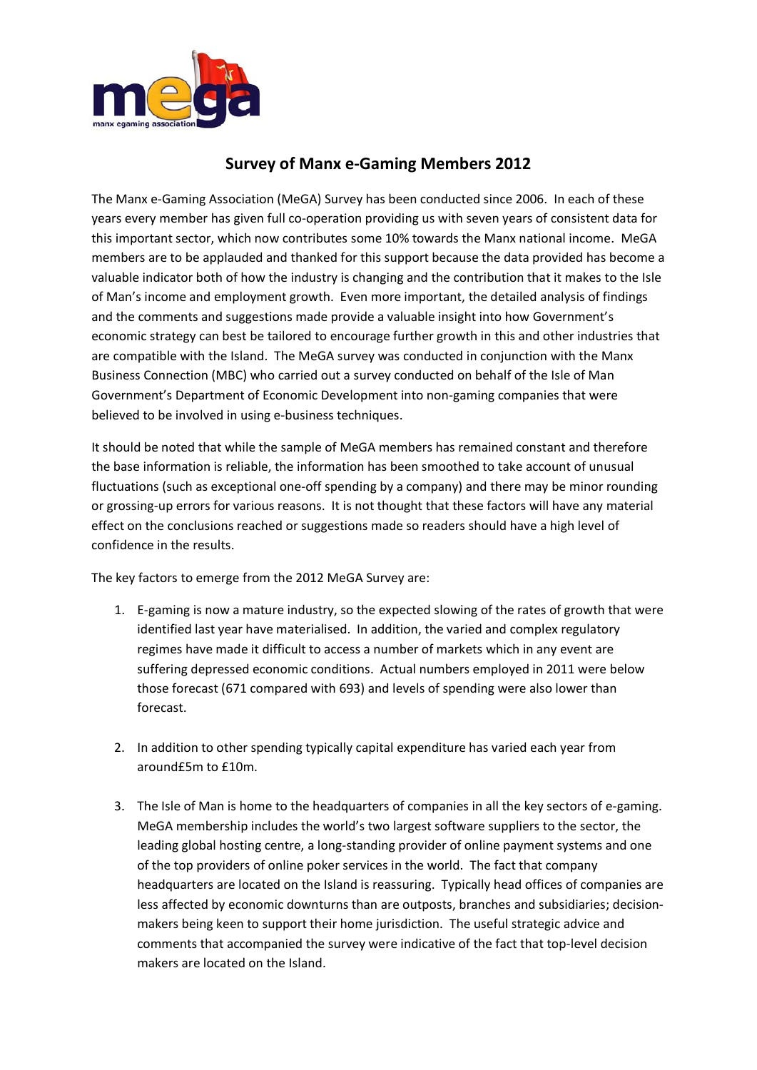# Survey of Manx e-Gaming Members 2012

The Manx e-Gaming Association (MeGA) Survey has been conducted since 2006. In each of these years every member has given full co-operation providing us with seven years of consistent data for this important sector, which now contributes some 10% towards the Manx national income. MeGA members are to be applauded and thanked for this support because the data provided has become a valuable indicator both of how the industry is changing and the contribution that it makes to the Isle of Man's income and employment growth. Even more important, the detailed analysis of findings and the comments and suggestions made provide a valuable insight into how Government's economic strategy can best be tailored to encourage further growth in this and other industries that are compatible with the Island. The MeGA survey was conducted in conjunction with the Manx Business Connection (MBC) who carried out a survey conducted on behalf of the Isle of Man Government's Department of Economic Development into non-gaming companies that were believed to be involved in using e-business techniques.

It should be noted that while the sample of MeGA members has remained constant and therefore the base information is reliable, the information has been smoothed to take account of unusual fluctuations (such as exceptional one-off spending by a company) and there may be minor rounding or grossing-up errors for various reasons. It is not thought that these factors will have any material effect on the conclusions reached or suggestions made so readers should have a high level of confidence in the results.

The key factors to emerge from the 2012 MeGA Survey are:

1. E-gaming is now a mature industry, so the expected slowing of the rates of growth that were identified last year have materialised. In addition, the varied and complex regulatory regimes have made it difficult to access a number of markets which in any event are suffering depressed economic conditions. Actual numbers employed in 2011 were below those forecast (671 compared with 693) and levels of spending were also lower than forecast.

2. In addition to other spending typically capital expenditure has varied each year from around£5m to £10m.

3. The Isle of Man is home to the headquarters of companies in all the key sectors of e-gaming. MeGA membership includes the world's two largest software suppliers to the sector, the leading global hosting centre, a long-standing provider of online payment systems and one of the top providers of online poker services in the world. The fact that company headquarters are located on the Island is reassuring. Typically head offices of companies are less affected by economic downturns than are outposts, branches and subsidiaries; decision-makers being keen to support their home jurisdiction. The useful strategic advice and comments that accompanied the survey were indicative of the fact that top-level decision makers are located on the Island.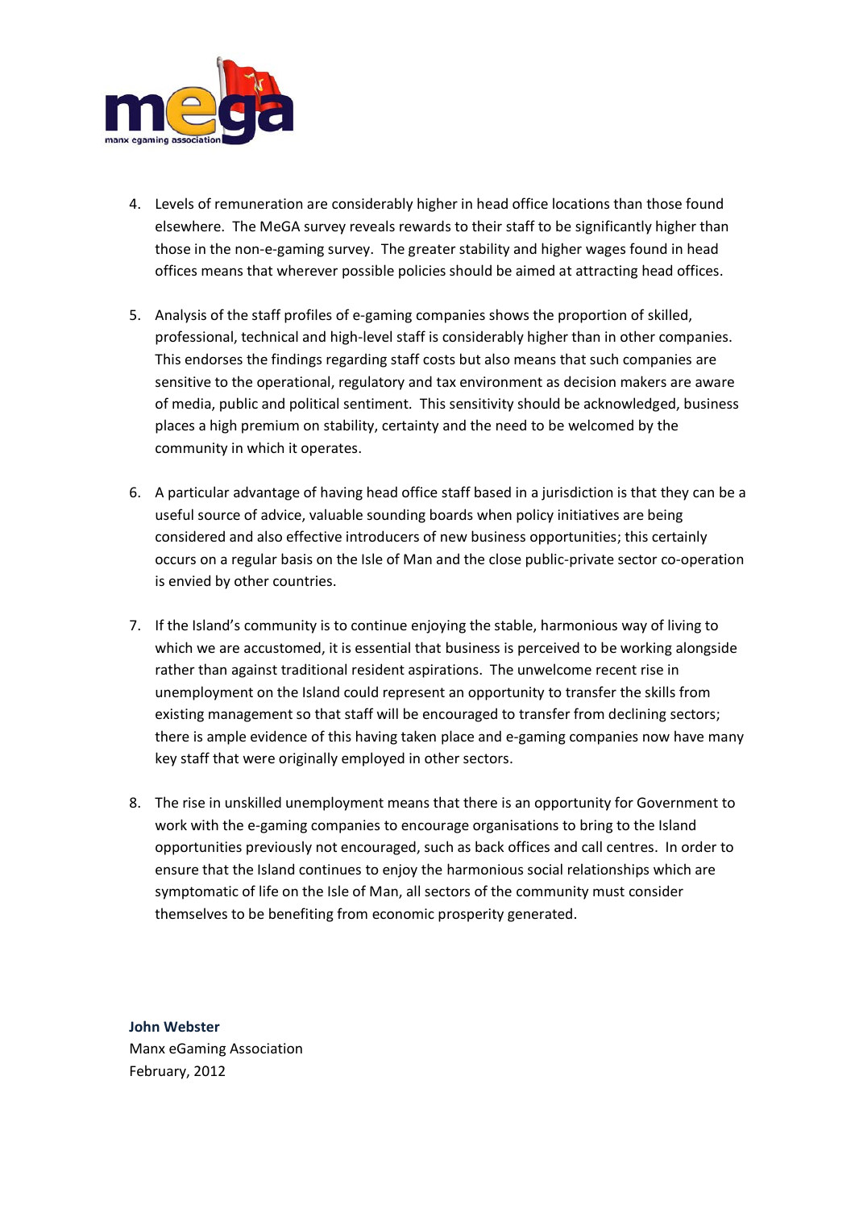4. Levels of remuneration are considerably higher in head office locations than those found elsewhere. The MeGA survey reveals rewards to their staff to be significantly higher than those in the non-e-gaming survey. The greater stability and higher wages found in head offices means that wherever possible policies should be aimed at attracting head offices.

5. Analysis of the staff profiles of e-gaming companies shows the proportion of skilled, professional, technical and high-level staff is considerably higher than in other companies. This endorses the findings regarding staff costs but also means that such companies are sensitive to the operational, regulatory and tax environment as decision makers are aware of media, public and political sentiment. This sensitivity should be acknowledged, business places a high premium on stability, certainty and the need to be welcomed by the community in which it operates.

6. A particular advantage of having head office staff based in a jurisdiction is that they can be a useful source of advice, valuable sounding boards when policy initiatives are being considered and also effective introducers of new business opportunities; this certainly occurs on a regular basis on the Isle of Man and the close public-private sector co-operation is envied by other countries.

7. If the Island's community is to continue enjoying the stable, harmonious way of living to which we are accustomed, it is essential that business is perceived to be working alongside rather than against traditional resident aspirations. The unwelcome recent rise in unemployment on the Island could represent an opportunity to transfer the skills from existing management so that staff will be encouraged to transfer from declining sectors; there is ample evidence of this having taken place and e-gaming companies now have many key staff that were originally employed in other sectors.

8. The rise in unskilled unemployment means that there is an opportunity for Government to work with the e-gaming companies to encourage organisations to bring to the Island opportunities previously not encouraged, such as back offices and call centres. In order to ensure that the Island continues to enjoy the harmonious social relationships which are symptomatic of life on the Isle of Man, all sectors of the community must consider themselves to be benefiting from economic prosperity generated.

**John Webster**
Manx eGaming Association
February, 2012